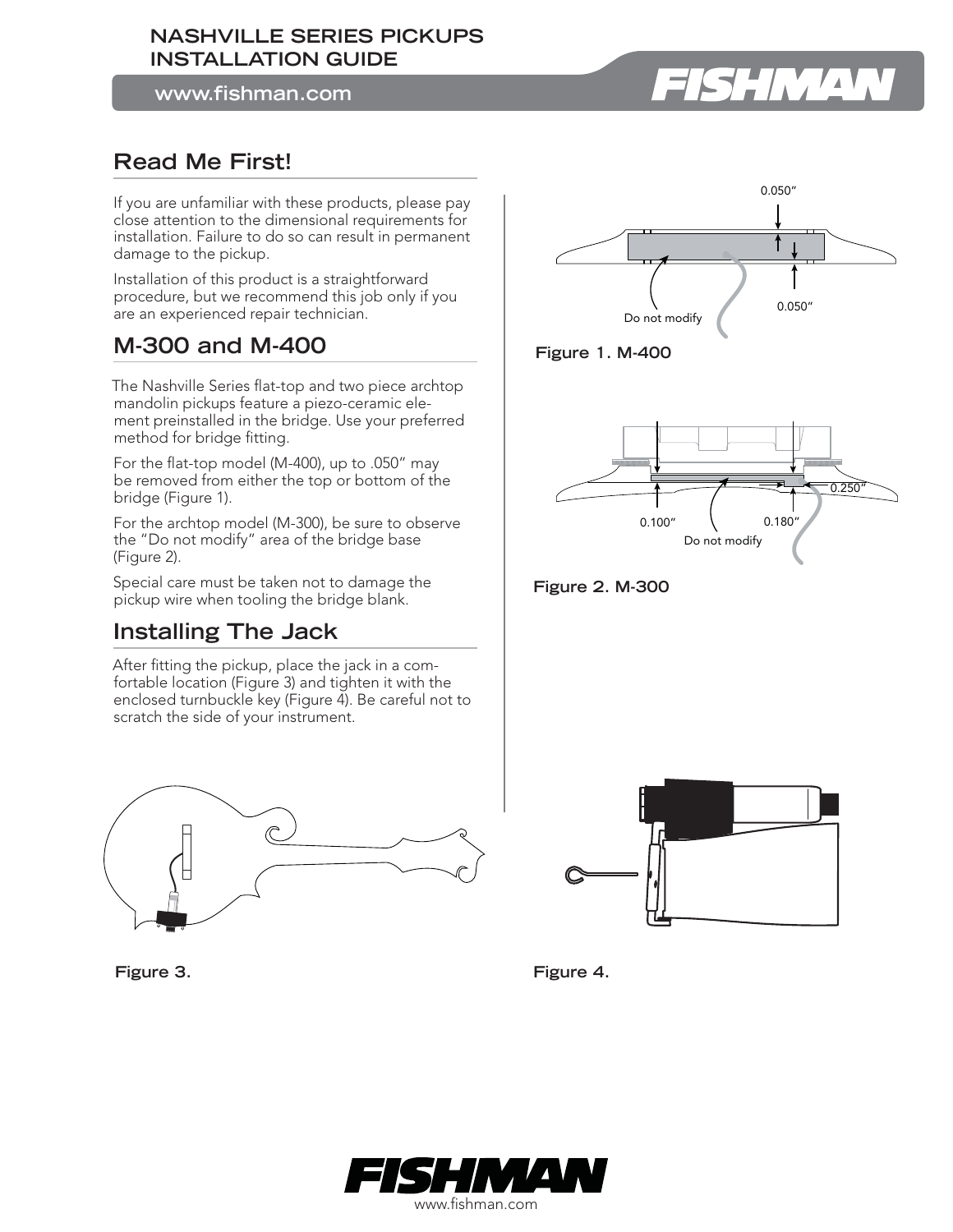# NASHVILLE SERIES PICKUPS INSTALLATION GUIDE

## Read Me First!

If you are unfamiliar with these products, please pay close attention to the dimensional requirements for installation. Failure to do so can result in permanent damage to the pickup.

Installation of this product is a straightforward procedure, but we recommend this job only if you are an experienced repair technician.

## M-300 and M-400

The Nashville Series flat-top and two piece archtop mandolin pickups feature a piezo-ceramic element preinstalled in the bridge. Use your preferred method for bridge fitting.

For the flat-top model (M-400), up to .050" may be removed from either the top or bottom of the bridge (Figure 1).

For the archtop model (M-300), be sure to observe the "Do not modify" area of the bridge base (Figure 2).

Special care must be taken not to damage the pickup wire when tooling the bridge blank.

0.050"

0.050"

Do not modify

**Figure 1. M-400**

0.250"

0.100"

0.180"

Do not modify

**Figure 2. M-300**

## Installing The Jack

After fitting the pickup, place the jack in a comfortable location (Figure 3) and tighten it with the enclosed turnbuckle key (Figure 4). Be careful not to scratch the side of your instrument.

**Figure 3.**

**Figure 4.**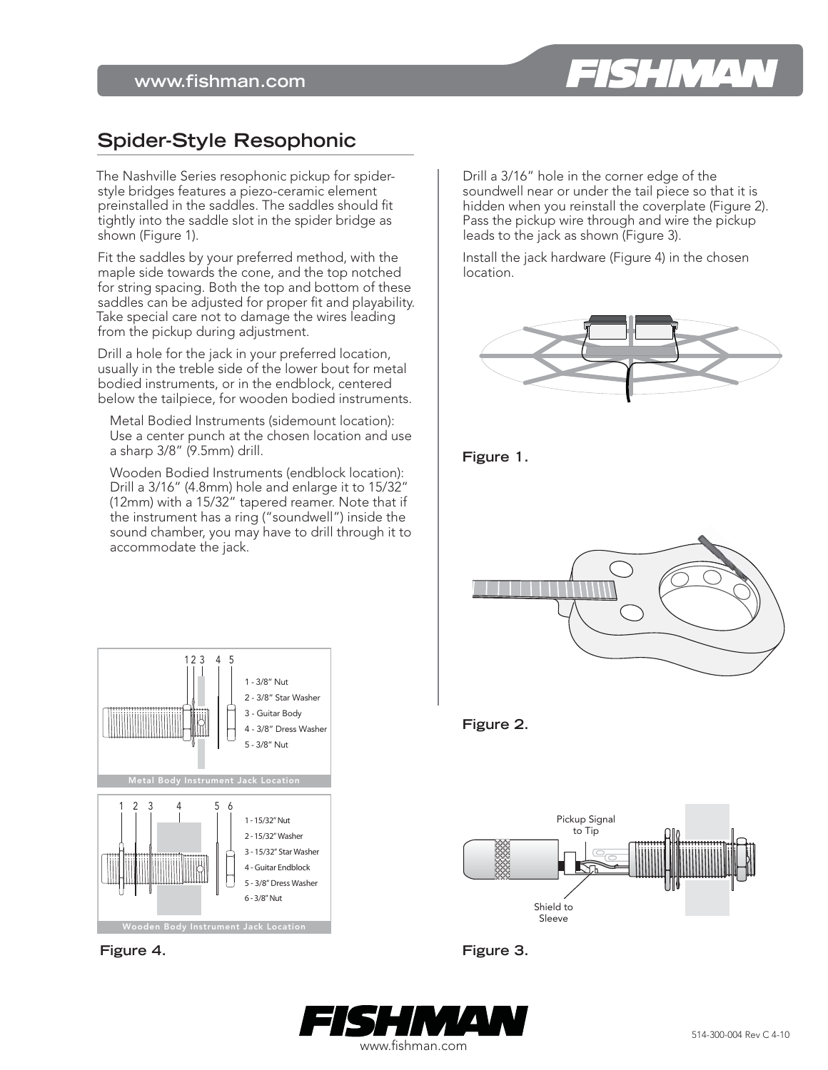## Spider-Style Resophonic

The Nashville Series resophonic pickup for spider-style bridges features a piezo-ceramic element preinstalled in the saddles. The saddles should fit tightly into the saddle slot in the spider bridge as shown (Figure 1).

Fit the saddles by your preferred method, with the maple side towards the cone, and the top notched for string spacing. Both the top and bottom of these saddles can be adjusted for proper fit and playability. Take special care not to damage the wires leading from the pickup during adjustment.

Drill a hole for the jack in your preferred location, usually in the treble side of the lower bout for metal bodied instruments, or in the endblock, centered below the tailpiece, for wooden bodied instruments.

Metal Bodied Instruments (sidemount location): Use a center punch at the chosen location and use a sharp 3/8" (9.5mm) drill.

Wooden Bodied Instruments (endblock location): Drill a 3/16" (4.8mm) hole and enlarge it to 15/32" (12mm) with a 15/32" tapered reamer. Note that if the instrument has a ring ("soundwell") inside the sound chamber, you may have to drill through it to accommodate the jack.

Metal Body Instrument Jack Location

1 2 3 4 5

1 - 3/8" Nut
2 - 3/8" Star Washer
3 - Guitar Body
4 - 3/8" Dress Washer
5 - 3/8" Nut

Wooden Body Instrument Jack Location

1 2 3 4 5 6

1 - 15/32" Nut
2 - 15/32" Washer
3 - 15/32" Star Washer
4 - Guitar Endblock
5 - 3/8" Dress Washer
6 - 3/8" Nut

**Figure 4.**

Drill a 3/16" hole in the corner edge of the soundwell near or under the tail piece so that it is hidden when you reinstall the coverplate (Figure 2). Pass the pickup wire through and wire the pickup leads to the jack as shown (Figure 3).

Install the jack hardware (Figure 4) in the chosen location.

**Figure 1.**

**Figure 2.**

Pickup Signal to Tip

Shield to Sleeve

**Figure 3.**

514-300-004 Rev C 4-10